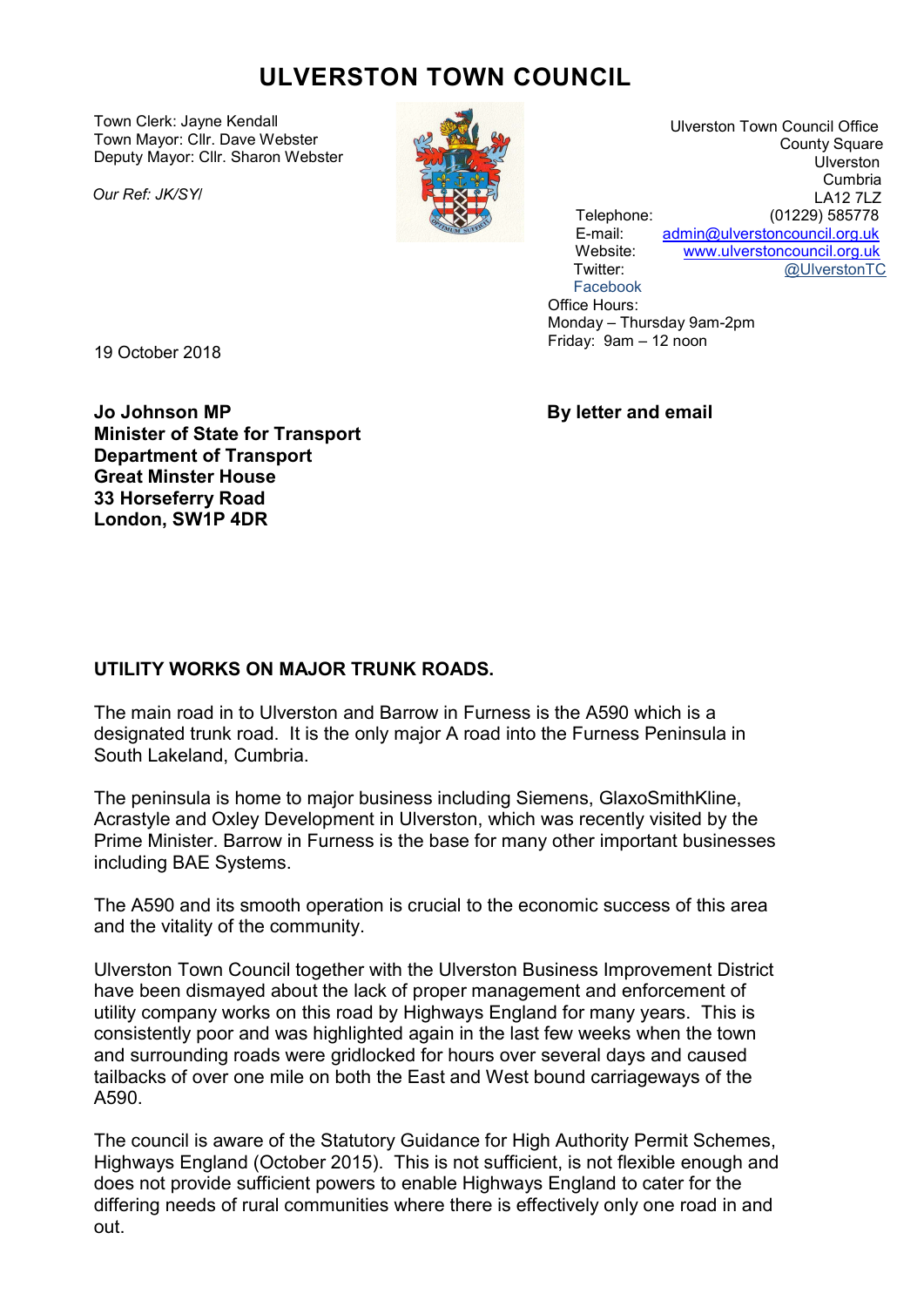# ULVERSTON TOWN COUNCIL

Town Clerk: Jayne Kendall
Town Mayor: Cllr. Dave Webster
Deputy Mayor: Cllr. Sharon Webster

*Our Ref: JK/SY/*

Ulverston Town Council Office
County Square
Ulverston
Cumbria
LA12 7LZ

Telephone: (01229) 585778
E-mail: admin@ulverstoncouncil.org.uk
Website: www.ulverstoncouncil.org.uk
Twitter: @UlverstonTC
Facebook

Office Hours:
Monday – Thursday 9am-2pm
Friday: 9am – 12 noon

19 October 2018

**Jo Johnson MP**
**Minister of State for Transport**
**Department of Transport**
**Great Minster House**
**33 Horseferry Road**
**London, SW1P 4DR**

**By letter and email**

**UTILITY WORKS ON MAJOR TRUNK ROADS.**

The main road in to Ulverston and Barrow in Furness is the A590 which is a designated trunk road. It is the only major A road into the Furness Peninsula in South Lakeland, Cumbria.

The peninsula is home to major business including Siemens, GlaxoSmithKline, Acrastyle and Oxley Development in Ulverston, which was recently visited by the Prime Minister. Barrow in Furness is the base for many other important businesses including BAE Systems.

The A590 and its smooth operation is crucial to the economic success of this area and the vitality of the community.

Ulverston Town Council together with the Ulverston Business Improvement District have been dismayed about the lack of proper management and enforcement of utility company works on this road by Highways England for many years. This is consistently poor and was highlighted again in the last few weeks when the town and surrounding roads were gridlocked for hours over several days and caused tailbacks of over one mile on both the East and West bound carriageways of the A590.

The council is aware of the Statutory Guidance for High Authority Permit Schemes, Highways England (October 2015). This is not sufficient, is not flexible enough and does not provide sufficient powers to enable Highways England to cater for the differing needs of rural communities where there is effectively only one road in and out.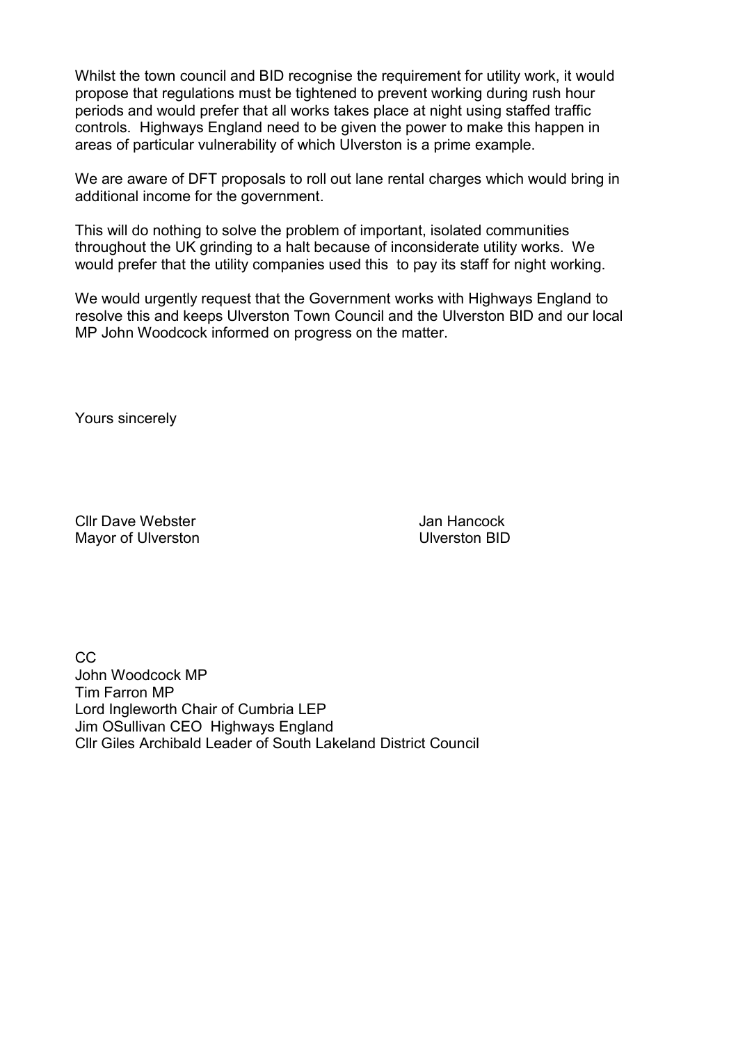Whilst the town council and BID recognise the requirement for utility work, it would propose that regulations must be tightened to prevent working during rush hour periods and would prefer that all works takes place at night using staffed traffic controls. Highways England need to be given the power to make this happen in areas of particular vulnerability of which Ulverston is a prime example.

We are aware of DFT proposals to roll out lane rental charges which would bring in additional income for the government.

This will do nothing to solve the problem of important, isolated communities throughout the UK grinding to a halt because of inconsiderate utility works. We would prefer that the utility companies used this to pay its staff for night working.

We would urgently request that the Government works with Highways England to resolve this and keeps Ulverston Town Council and the Ulverston BID and our local MP John Woodcock informed on progress on the matter.

Yours sincerely

Cllr Dave Webster
Mayor of Ulverston

Jan Hancock
Ulverston BID

CC
John Woodcock MP
Tim Farron MP
Lord Ingleworth Chair of Cumbria LEP
Jim OSullivan CEO Highways England
Cllr Giles Archibald Leader of South Lakeland District Council